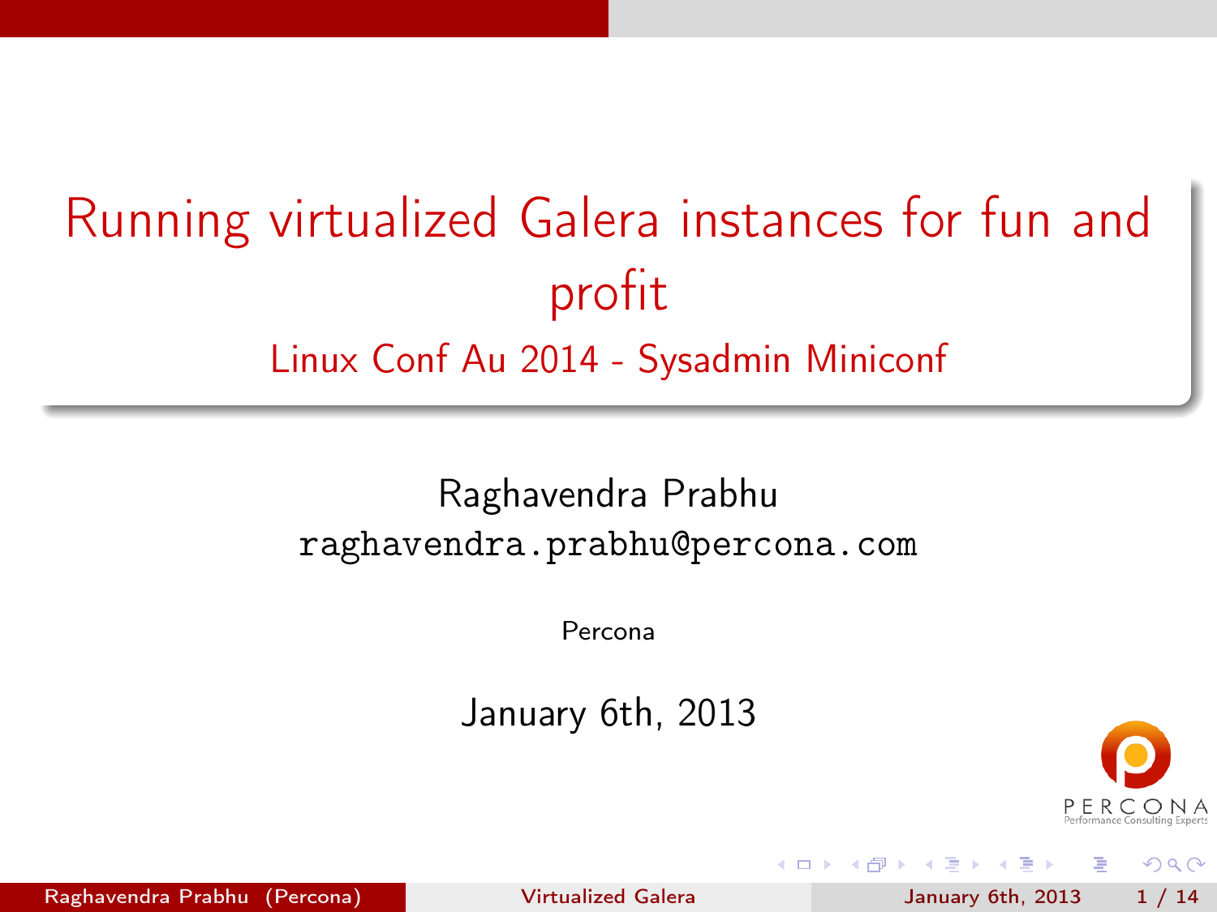# Running virtualized Galera instances for fun and profit

## Linux Conf Au 2014 - Sysadmin Miniconf

Raghavendra Prabhu
raghavendra.prabhu@percona.com

Percona

January 6th, 2013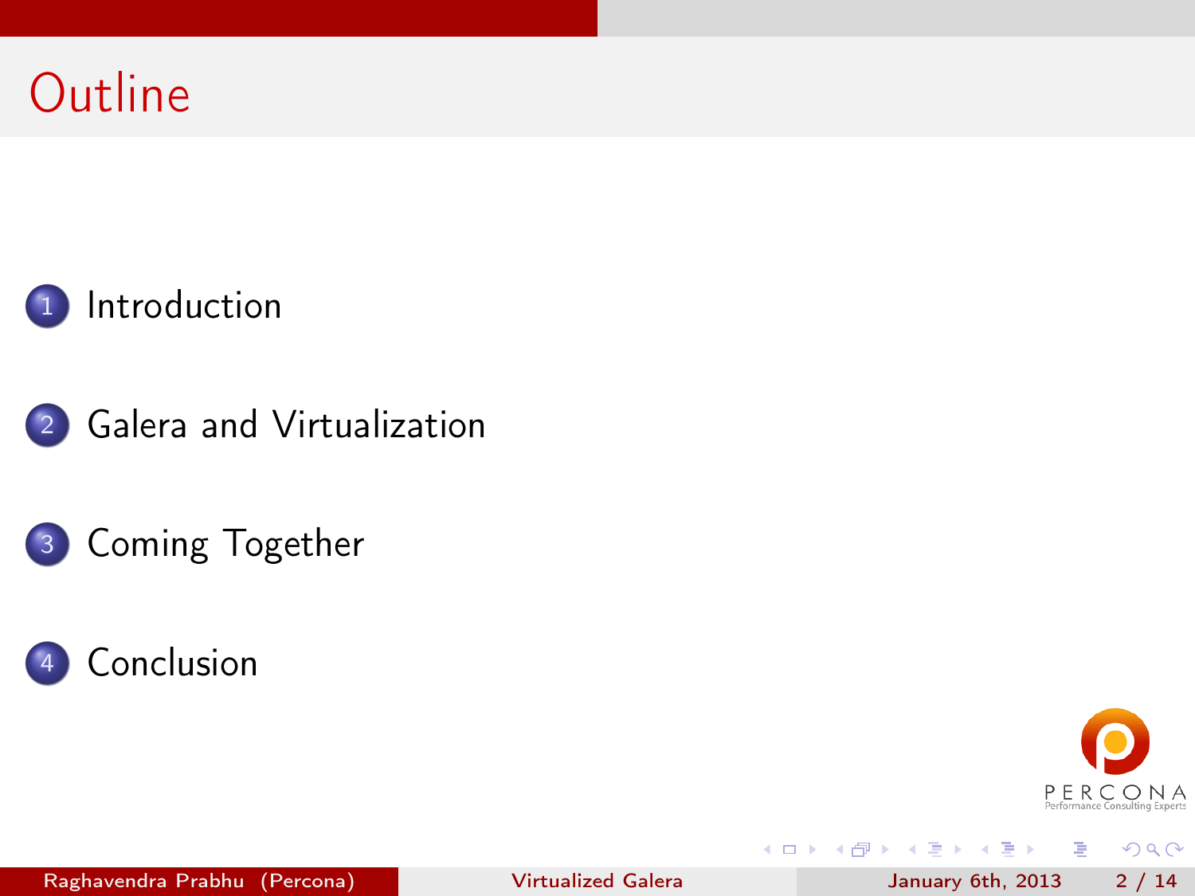# Outline

1. Introduction
2. Galera and Virtualization
3. Coming Together
4. Conclusion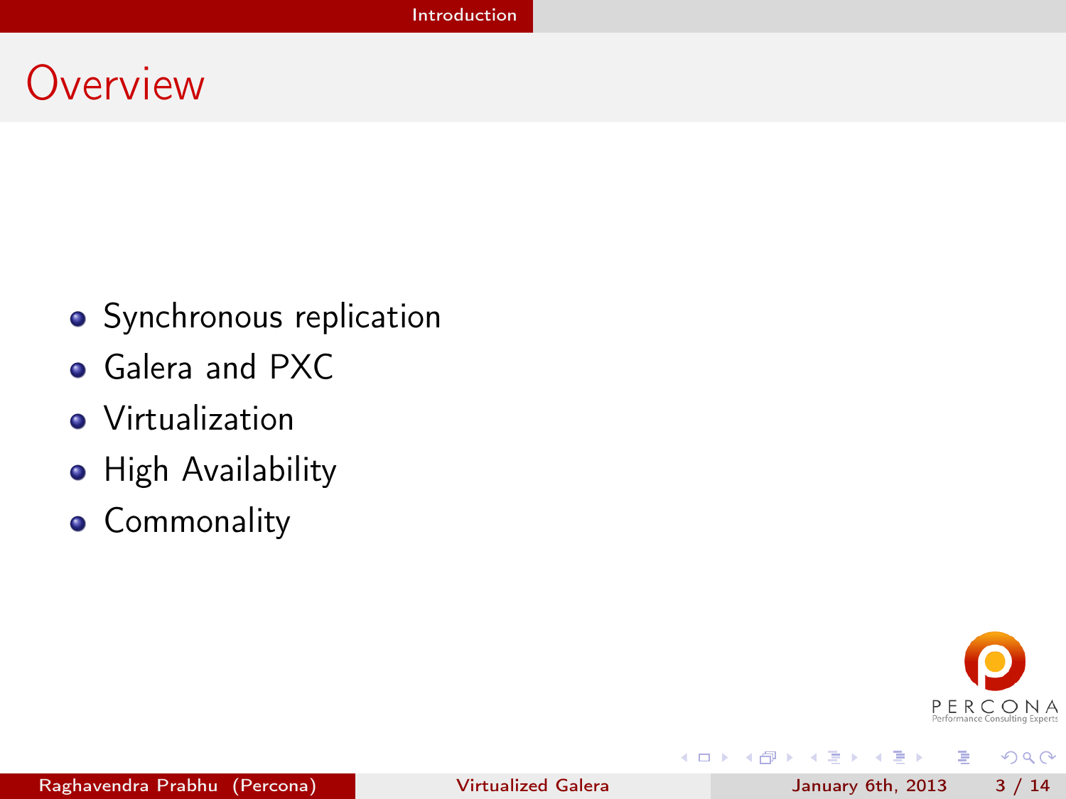# Overview

- Synchronous replication
- Galera and PXC
- Virtualization
- High Availability
- Commonality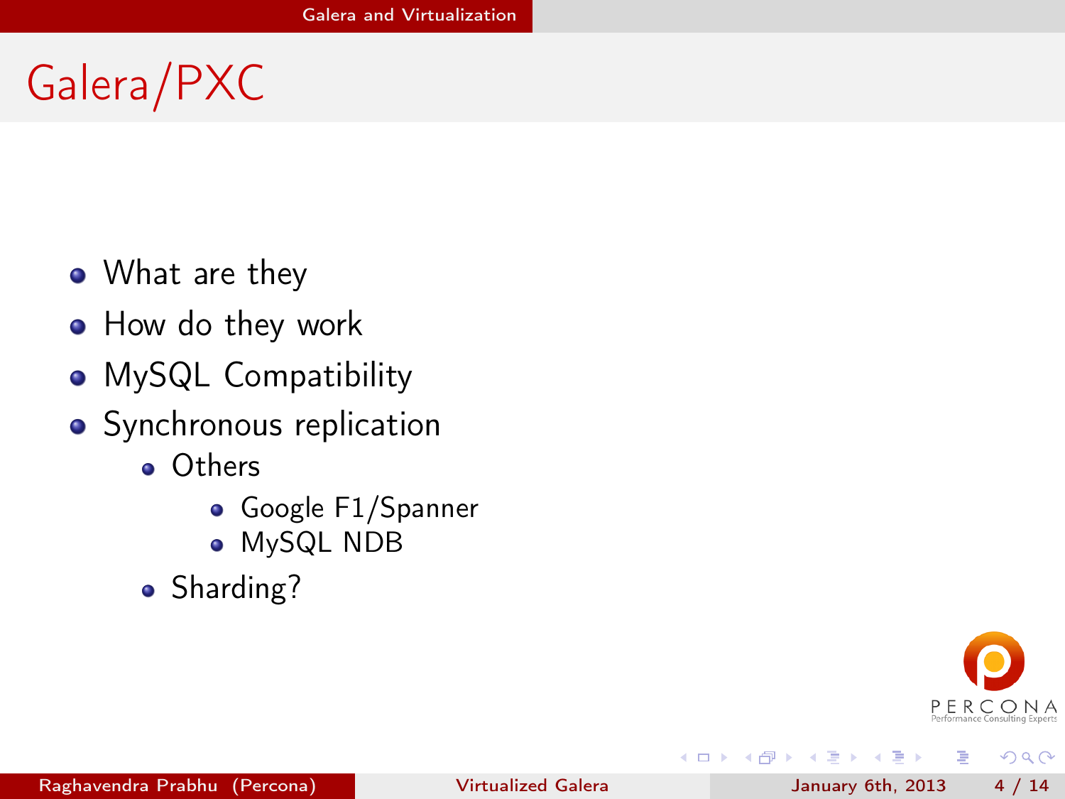# Galera/PXC

- What are they
- How do they work
- MySQL Compatibility
- Synchronous replication
    - Others
        - Google F1/Spanner
        - MySQL NDB
    - Sharding?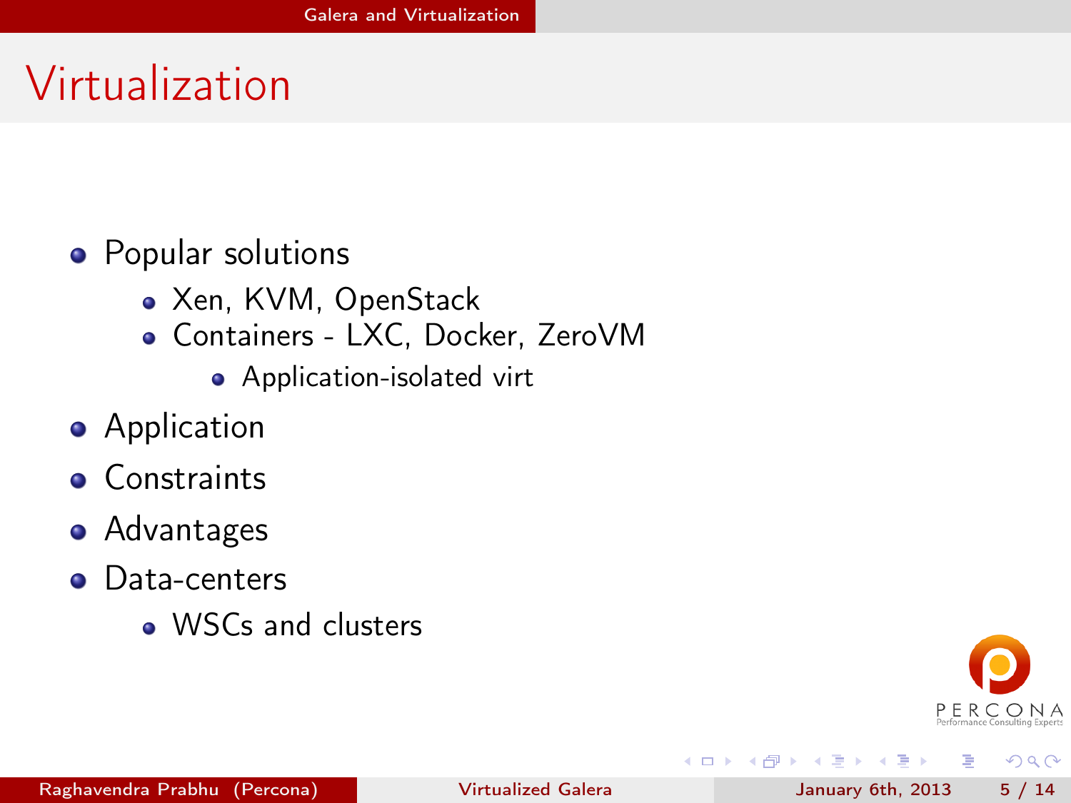# Virtualization

- Popular solutions
  - Xen, KVM, OpenStack
  - Containers - LXC, Docker, ZeroVM
    - Application-isolated virt
- Application
- Constraints
- Advantages
- Data-centers
  - WSCs and clusters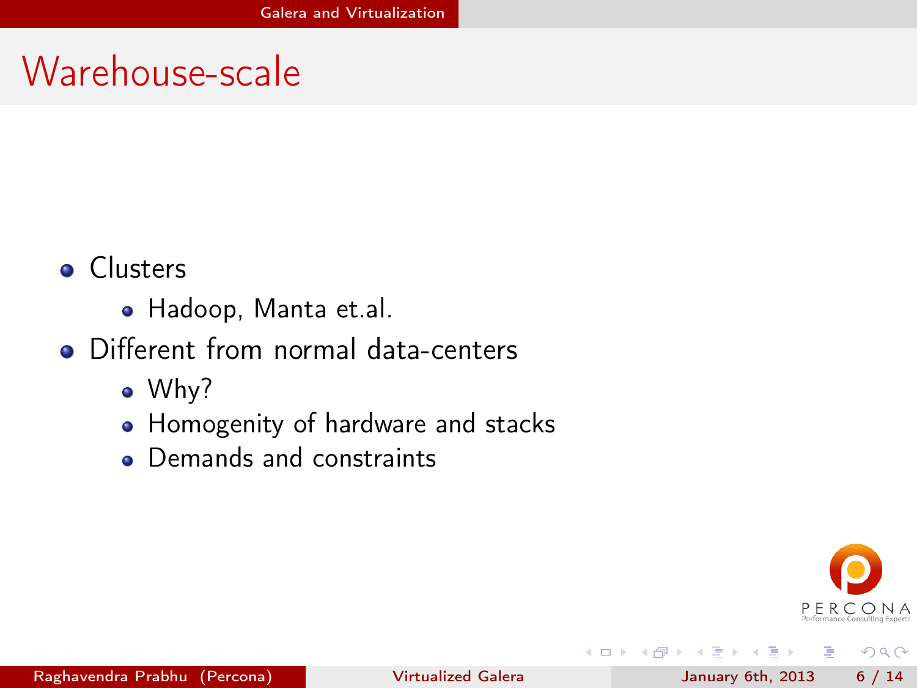# Warehouse-scale

- Clusters
  - Hadoop, Manta et.al.
- Different from normal data-centers
  - Why?
  - Homogenity of hardware and stacks
  - Demands and constraints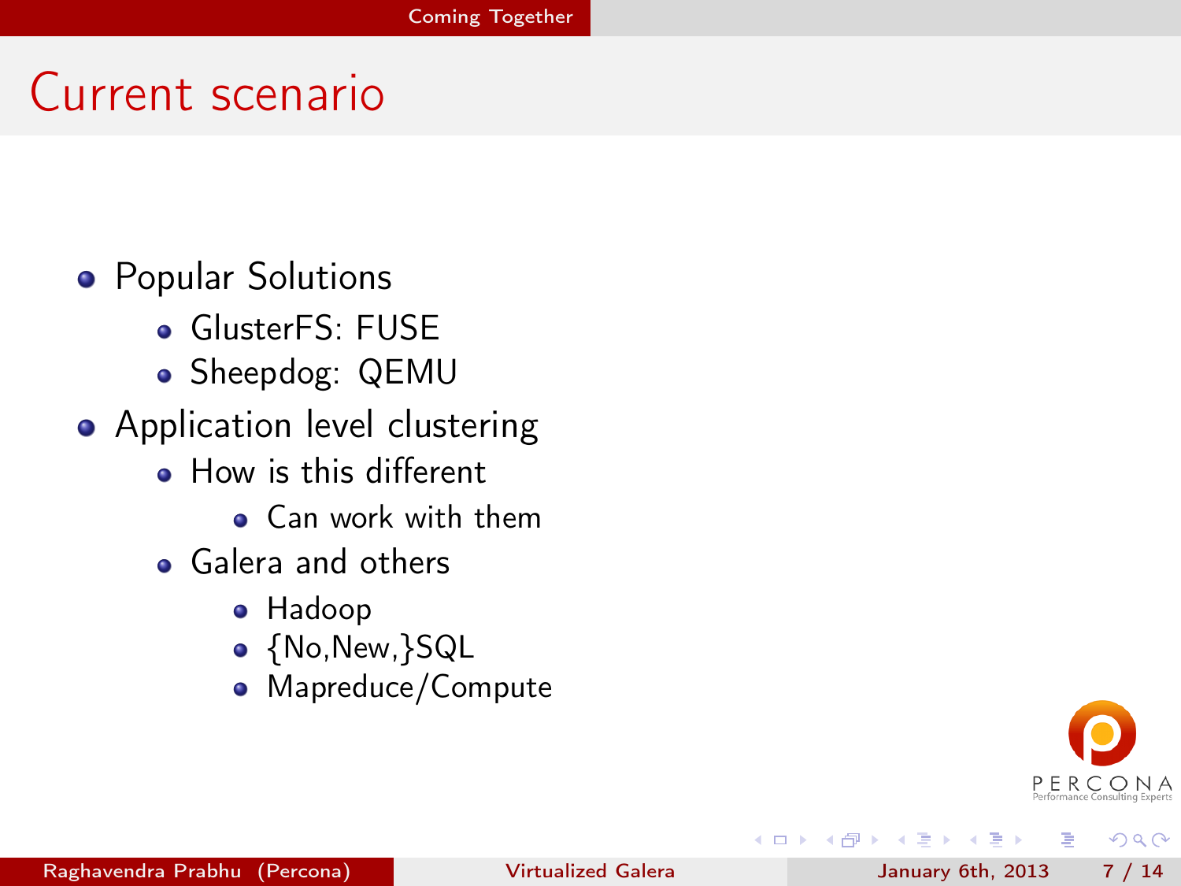# Current scenario

- Popular Solutions
  - GlusterFS: FUSE
  - Sheepdog: QEMU
- Application level clustering
  - How is this different
    - Can work with them
  - Galera and others
    - Hadoop
    - {No,New,}SQL
    - Mapreduce/Compute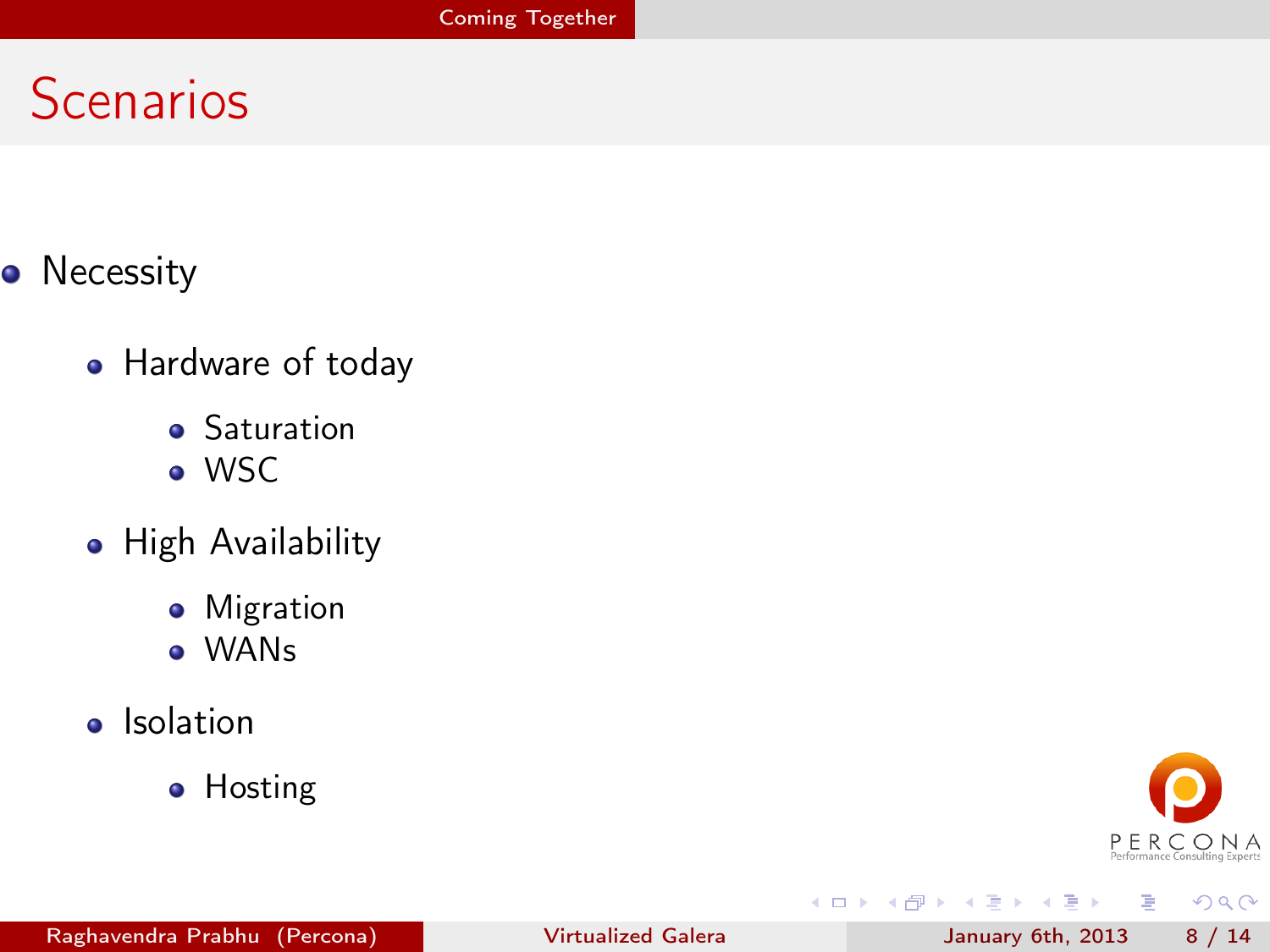# Scenarios

- Necessity
  - Hardware of today
    - Saturation
    - WSC
  - High Availability
    - Migration
    - WANs
  - Isolation
    - Hosting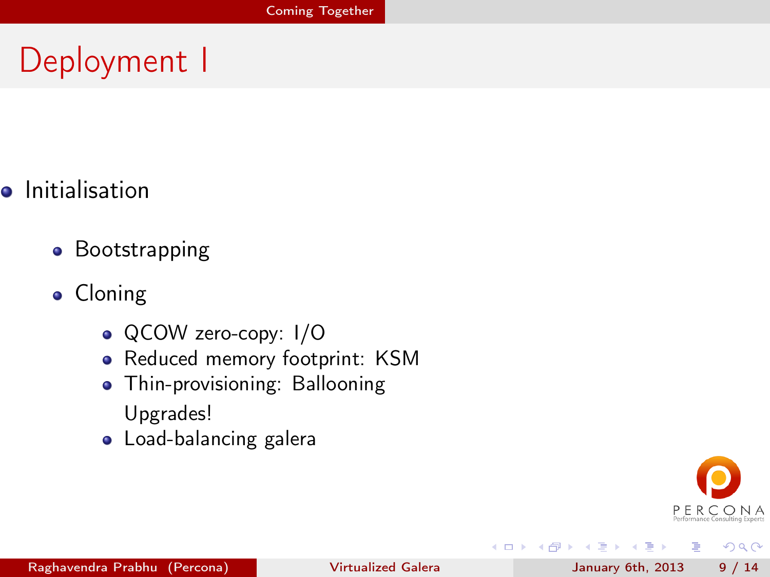# Deployment I

- Initialisation
  - Bootstrapping
  - Cloning
    - QCOW zero-copy: I/O
    - Reduced memory footprint: KSM
    - Thin-provisioning: Ballooning

      Upgrades!
    - Load-balancing galera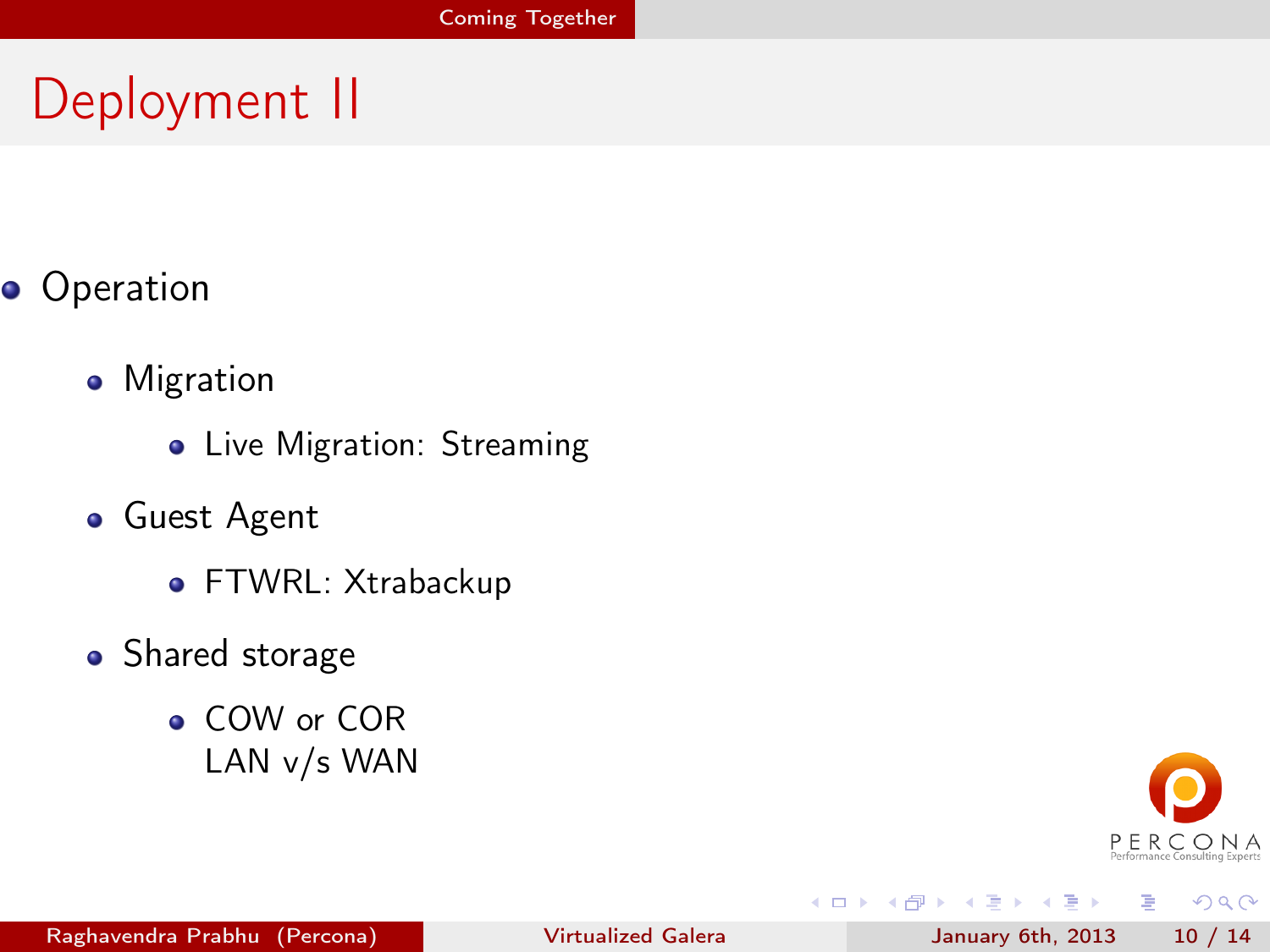# Deployment II

- Operation
  - Migration
    - Live Migration: Streaming
  - Guest Agent
    - FTWRL: Xtrabackup
  - Shared storage
    - COW or COR
      LAN v/s WAN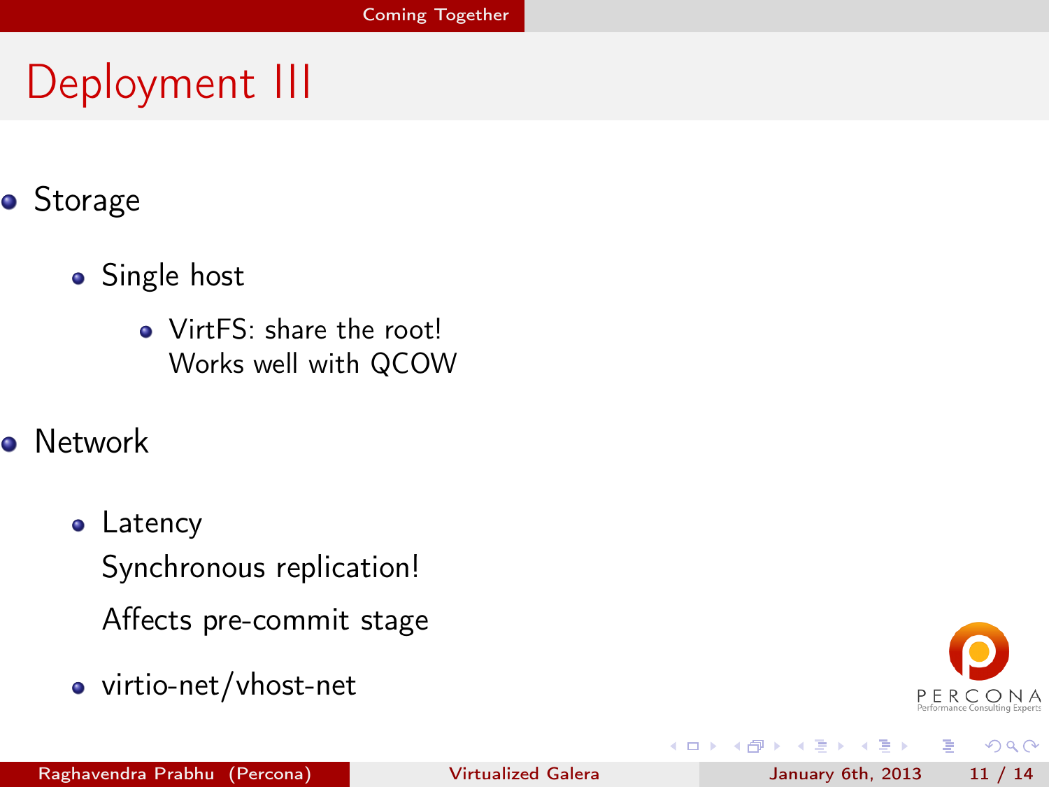# Deployment III

- Storage
  - Single host
    - VirtFS: share the root!
      Works well with QCOW
- Network
  - Latency
    Synchronous replication!
    Affects pre-commit stage
  - virtio-net/vhost-net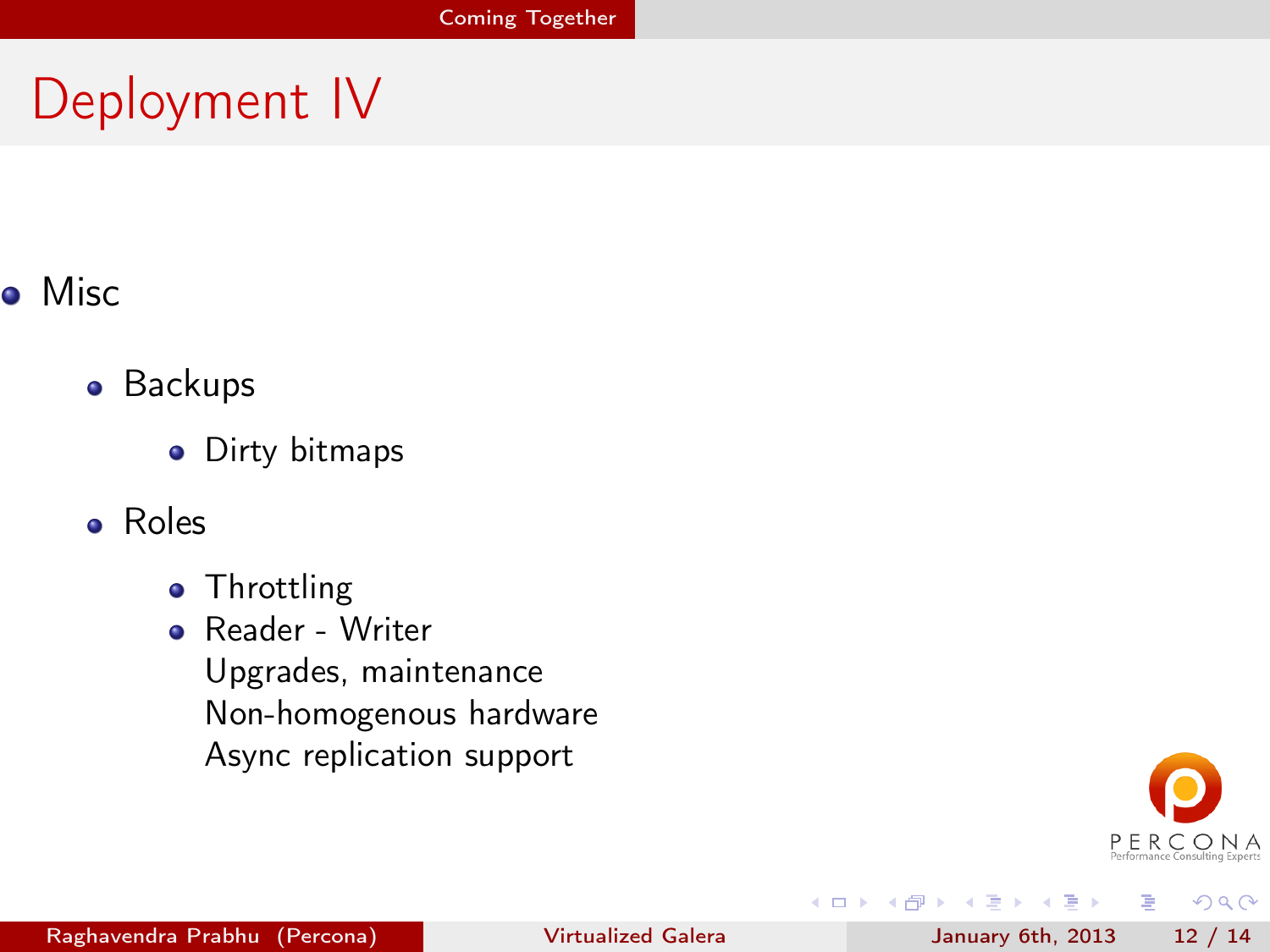# Deployment IV

- Misc
  - Backups
    - Dirty bitmaps
  - Roles
    - Throttling
    - Reader - Writer
      Upgrades, maintenance
      Non-homogenous hardware
      Async replication support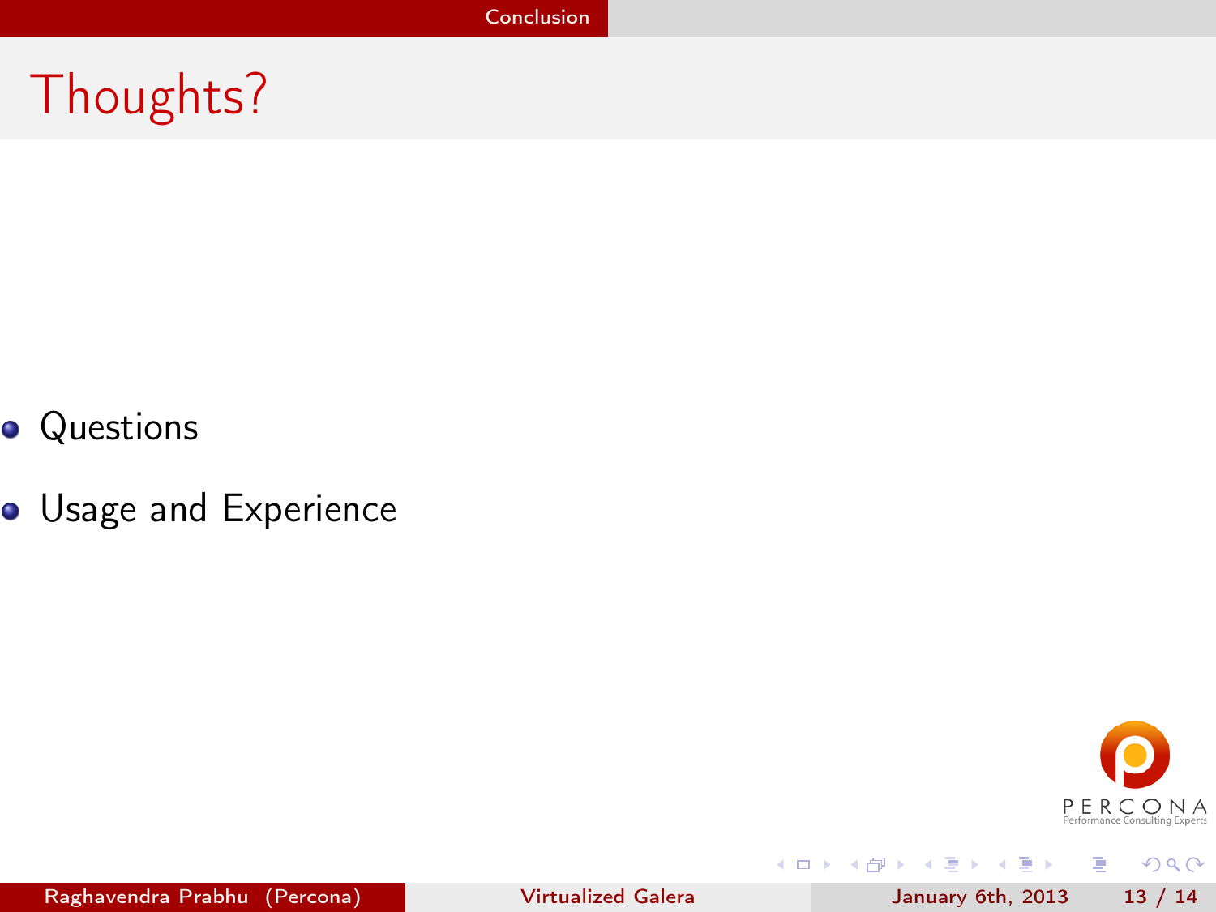# Thoughts?

- Questions
- Usage and Experience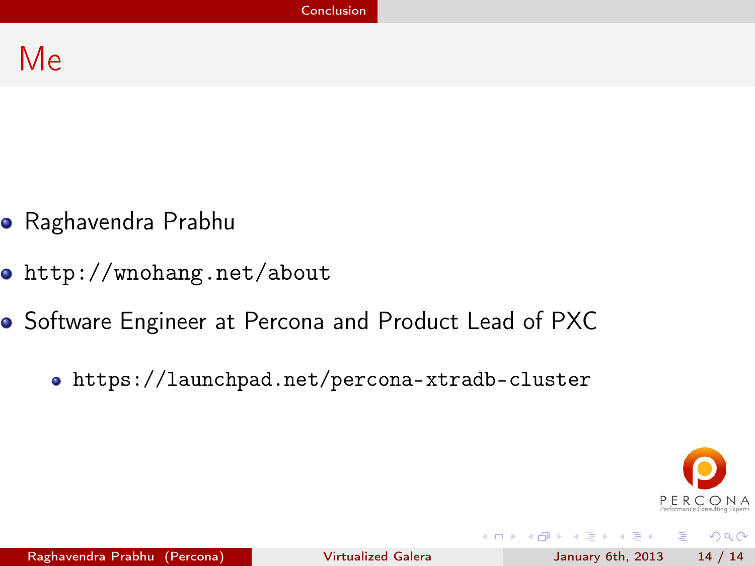# Me

- Raghavendra Prabhu
- http://wnohang.net/about
- Software Engineer at Percona and Product Lead of PXC
  - https://launchpad.net/percona-xtradb-cluster